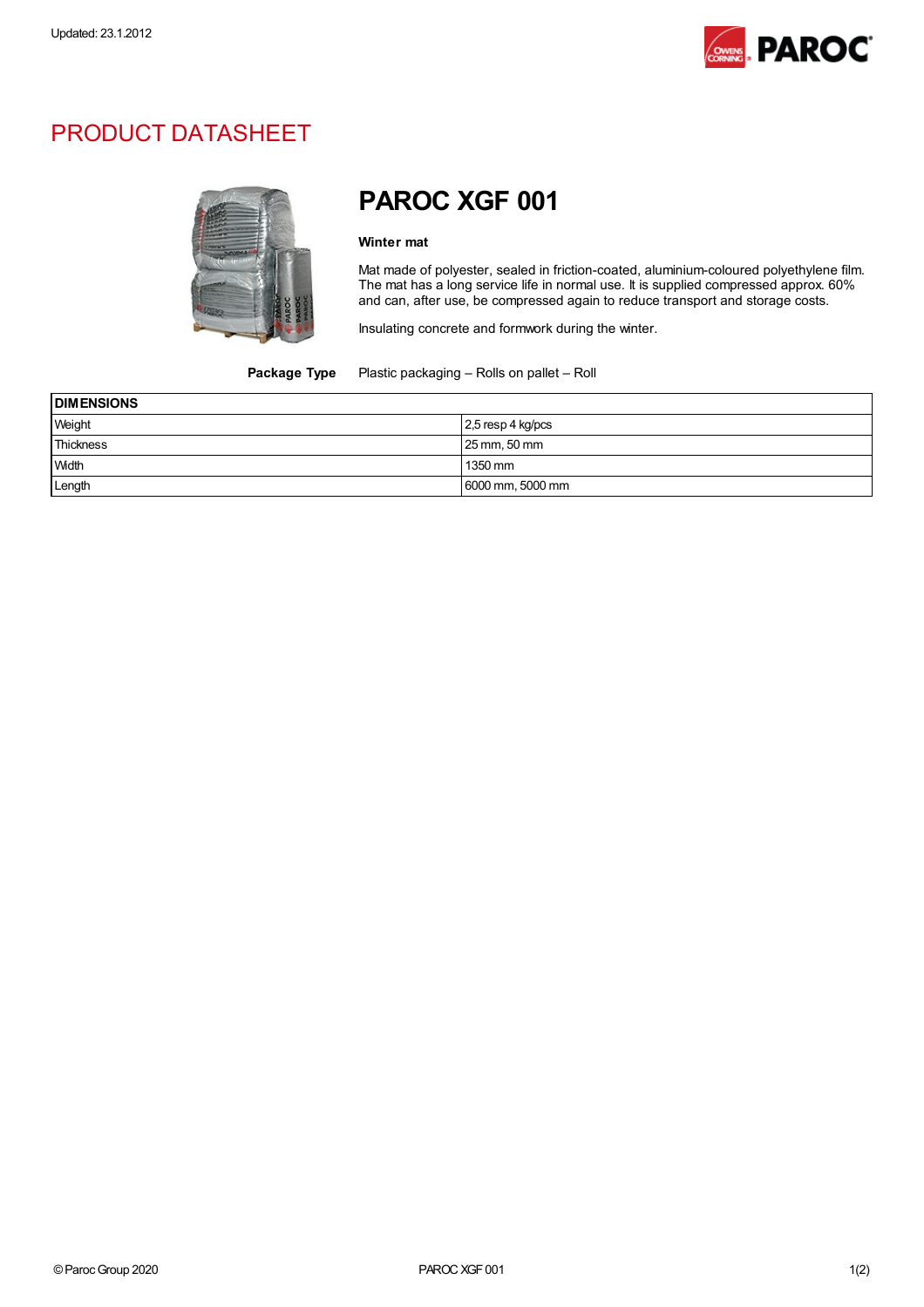Updated: 23.1.2012

# PRODUCT DATASHEET

## PAROC XGF 001

**Winter mat**

Mat made of polyester, sealed in friction-coated, aluminium-coloured polyethylene film. The mat has a long service life in normal use. It is supplied compressed approx. 60% and can, after use, be compressed again to reduce transport and storage costs.

Insulating concrete and formwork during the winter.

**Package Type** Plastic packaging – Rolls on pallet – Roll

| DIMENSIONS | |
|---|---|
| Weight | 2,5 resp 4 kg/pcs |
| Thickness | 25 mm, 50 mm |
| Width | 1350 mm |
| Length | 6000 mm, 5000 mm |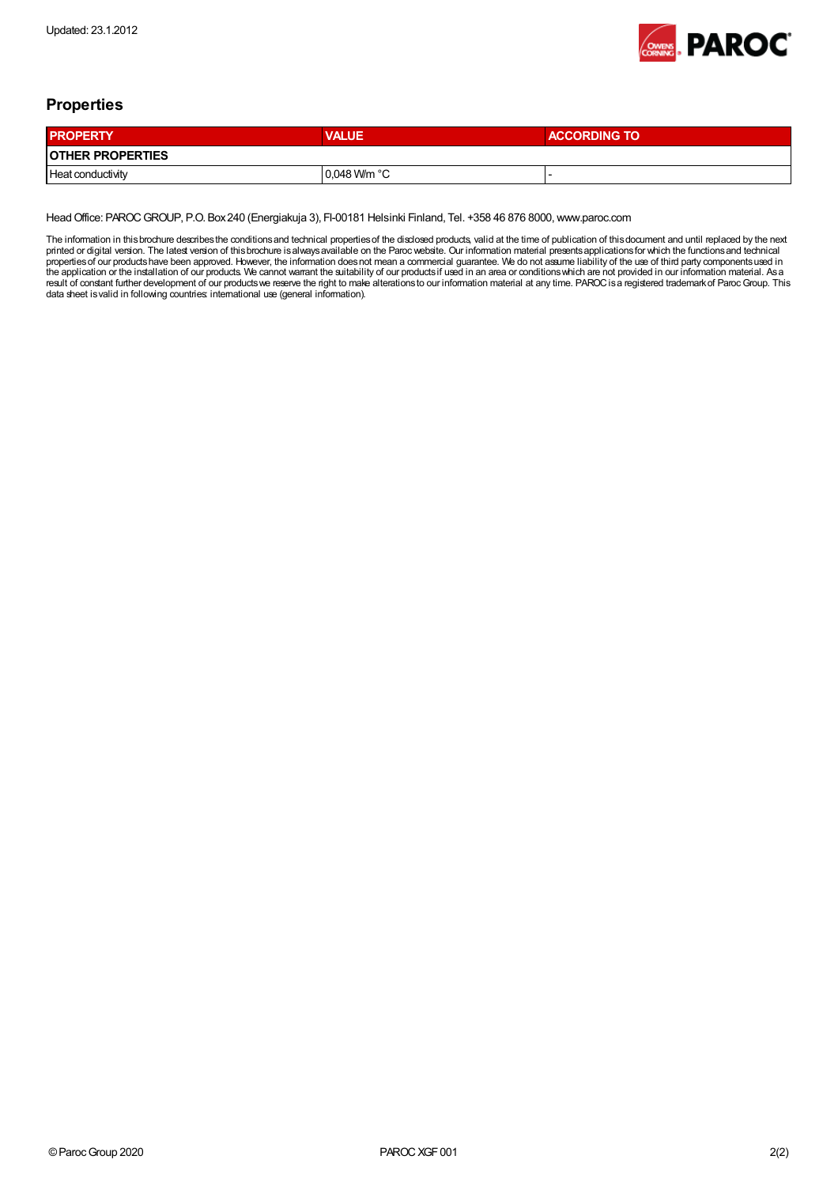Updated: 23.1.2012

## Properties

| PROPERTY | VALUE | ACCORDING TO |
|---|---|---|
| **OTHER PROPERTIES** | | |
| Heat conductivity | 0,048 W/m °C | - |

Head Office: PAROC GROUP, P.O. Box 240 (Energiakuja 3), FI-00181 Helsinki Finland, Tel. +358 46 876 8000, www.paroc.com

The information in this brochure describes the conditions and technical properties of the disclosed products, valid at the time of publication of this document and until replaced by the next printed or digital version. The latest version of this brochure is always available on the Paroc website. Our information material presents applications for which the functions and technical properties of our products have been approved. However, the information does not mean a commercial guarantee. We do not assume liability of the use of third party components used in the application or the installation of our products. We cannot warrant the suitability of our products if used in an area or conditions which are not provided in our information material. As a result of constant further development of our products we reserve the right to make alterations to our information material at any time. PAROC is a registered trademark of Paroc Group. This data sheet is valid in following countries: international use (general information).

© Paroc Group 2020 PAROC XGF 001